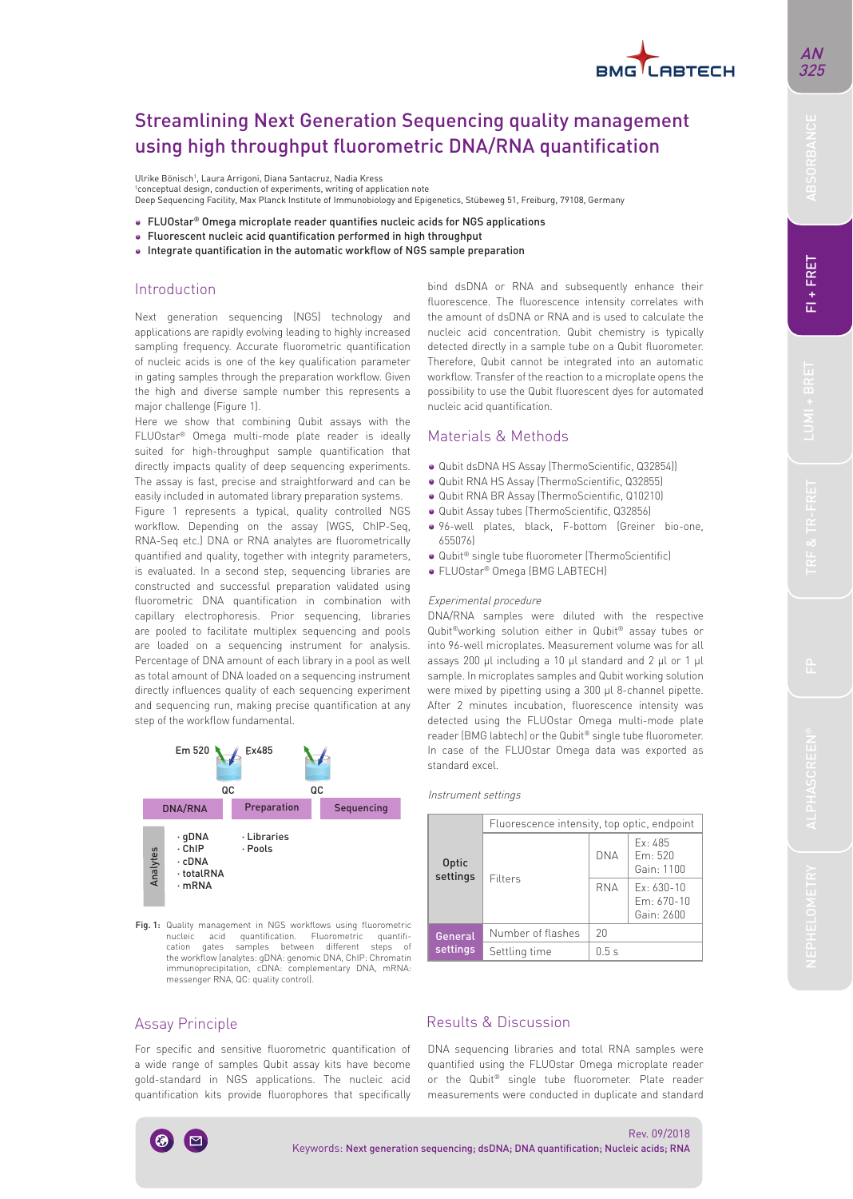# Streamlining Next Generation Sequencing quality management using high throughput fluorometric DNA/RNA quantification

Ulrike Bönisch[1], Laura Arrigoni, Diana Santacruz, Nadia Kress
[1]conceptual design, conduction of experiments, writing of application note
Deep Sequencing Facility, Max Planck Institute of Immunobiology and Epigenetics, Stübeweg 51, Freiburg, 79108, Germany

- FLUOstar® Omega microplate reader quantifies nucleic acids for NGS applications
- Fluorescent nucleic acid quantification performed in high throughput
- Integrate quantification in the automatic workflow of NGS sample preparation

## Introduction

Next generation sequencing (NGS) technology and applications are rapidly evolving leading to highly increased sampling frequency. Accurate fluorometric quantification of nucleic acids is one of the key qualification parameter in gating samples through the preparation workflow. Given the high and diverse sample number this represents a major challenge (Figure 1).

Here we show that combining Qubit assays with the FLUOstar® Omega multi-mode plate reader is ideally suited for high-throughput sample quantification that directly impacts quality of deep sequencing experiments. The assay is fast, precise and straightforward and can be easily included in automated liquid preparation systems.

Figure 1 represents a typical, quality controlled NGS workflow. Depending on the assay (WGS, ChIP-Seq, RNA-Seq etc.) DNA or RNA analytes are fluorometrically quantified and quality, together with integrity parameters, is evaluated. In a second step, sequencing libraries are constructed and successful preparation validated using fluorometric DNA quantification in combination with capillary electrophoresis. Prior sequencing, libraries are pooled to facilitate multiplex sequencing and pools are loaded on a sequencing instrument for analysis. Percentage of DNA amount of each library in a pool as well as total amount of DNA loaded on a sequencing instrument directly influences quality of each sequencing experiment and sequencing run, making precise quantification at any step of the workflow fundamental.

| | DNA/RNA | Preparation | Sequencing |
|---|---|---|---|
| Analytes | · gDNA<br>· ChIP<br>· cDNA<br>· totalRNA<br>· mRNA | · Libraries<br>· Pools | |

(Figure labels: Em 520, Ex485, QC, QC)

**Fig. 1:** Quality management in NGS workflows using fluorometric nucleic acid quantification. Fluorometric quantification gates samples between different steps of the workflow (analytes: gDNA: genomic DNA, ChIP: Chromatin immunoprecipitation, cDNA: complementary DNA, mRNA: messenger RNA, QC: quality control).

## Assay Principle

For specific and sensitive fluorometric quantification of a wide range of samples Qubit assay kits have become gold-standard in NGS applications. The nucleic acid quantification kits provide fluorophores that specifically bind dsDNA or RNA and subsequently enhance their fluorescence. The fluorescence intensity correlates with the amount of dsDNA or RNA and is used to calculate the nucleic acid concentration. Qubit chemistry is typically detected directly in a sample tube on a Qubit fluorometer. Therefore, Qubit cannot be integrated into an automatic workflow. Transfer of the reaction to a microplate opens the possibility to use the Qubit fluorescent dyes for automated nucleic acid quantification.

## Materials & Methods

- Qubit dsDNA HS Assay (ThermoScientific, Q32854))
- Qubit RNA HS Assay (ThermoScientific, Q32855)
- Qubit RNA BR Assay (ThermoScientific, Q10210)
- Qubit Assay tubes (ThermoScientific, Q32856)
- 96-well plates, black, F-bottom (Greiner bio-one, 655076)
- Qubit® single tube fluorometer (ThermoScientific)
- FLUOstar® Omega (BMG LABTECH)

*Experimental procedure*

DNA/RNA samples were diluted with the respective Qubit®working solution either in Qubit® assay tubes or into 96-well microplates. Measurement volume was for all assays 200 µl including a 10 µl standard and 2 µl or 1 µl sample. In microplates samples and Qubit working solution were mixed by pipetting using a 300 µl 8-channel pipette. After 2 minutes incubation, fluorescence intensity was detected using the FLUOstar Omega multi-mode plate reader (BMG labtech) or the Qubit® single tube fluorometer. In case of the FLUOstar Omega data was exported as standard excel.

*Instrument settings*

| | | | |
|---|---|---|---|
| Optic settings | Fluorescence intensity, top optic, endpoint | | |
| | Filters | DNA | Ex: 485<br>Em: 520<br>Gain: 1100 |
| | | RNA | Ex: 630-10<br>Em: 670-10<br>Gain: 2600 |
| General settings | Number of flashes | 20 | |
| | Settling time | 0.5 s | |

## Results & Discussion

DNA sequencing libraries and total RNA samples were quantified using the FLUOstar Omega microplate reader or the Qubit® single tube fluorometer. Plate reader measurements were conducted in duplicate and standard

Rev. 09/2018

Keywords: Next generation sequencing; dsDNA; DNA quantification; Nucleic acids; RNA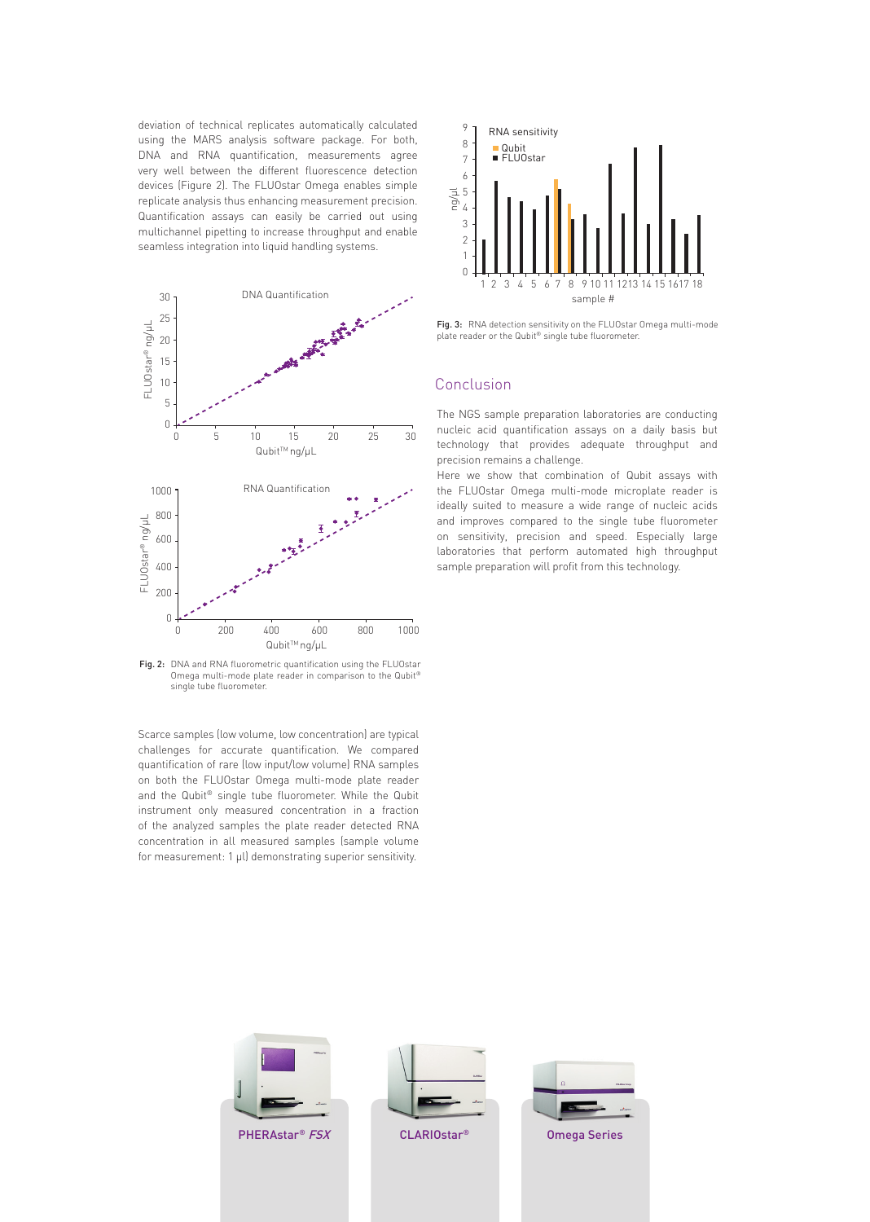deviation of technical replicates automatically calculated using the MARS analysis software package. For both, DNA and RNA quantification, measurements agree very well between the different fluorescence detection devices (Figure 2). The FLUOstar Omega enables simple replicate analysis thus enhancing measurement precision. Quantification assays can easily be carried out using multichannel pipetting to increase throughput and enable seamless integration into liquid handling systems.

DNA Quantification

FLUOstar® ng/µL

0 5 10 15 20 25 30

Qubit™ ng/µL

RNA Quantification

FLUOstar® ng/µL

0 200 400 600 800 1000

Qubit™ ng/µL

Fig. 2: DNA and RNA fluorometric quantification using the FLUOstar Omega multi-mode plate reader in comparison to the Qubit® single tube fluorometer.

Scarce samples (low volume, low concentration) are typical challenges for accurate quantification. We compared quantification of rare (low input/low volume) RNA samples on both the FLUOstar Omega multi-mode plate reader and the Qubit® single tube fluorometer. While the Qubit instrument only measured concentration in a fraction of the analyzed samples the plate reader detected RNA concentration in all measured samples (sample volume for measurement: 1 µl) demonstrating superior sensitivity.

RNA sensitivity

Qubit

FLUOstar

ng/µl

0 1 2 3 4 5 6 7 8 9

1 2 3 4 5 6 7 8 9 10 11 12 13 14 15 16 17 18

sample #

Fig. 3: RNA detection sensitivity on the FLUOstar Omega multi-mode plate reader or the Qubit® single tube fluorometer.

## Conclusion

The NGS sample preparation laboratories are conducting nucleic acid quantification assays on a daily basis but technology that provides adequate throughput and precision remains a challenge.

Here we show that combination of Qubit assays with the FLUOstar Omega multi-mode microplate reader is ideally suited to measure a wide range of nucleic acids and improves compared to the single tube fluorometer on sensitivity, precision and speed. Especially large laboratories that perform automated high throughput sample preparation will profit from this technology.

PHERAstar® *FSX*

CLARIOstar®

Omega Series